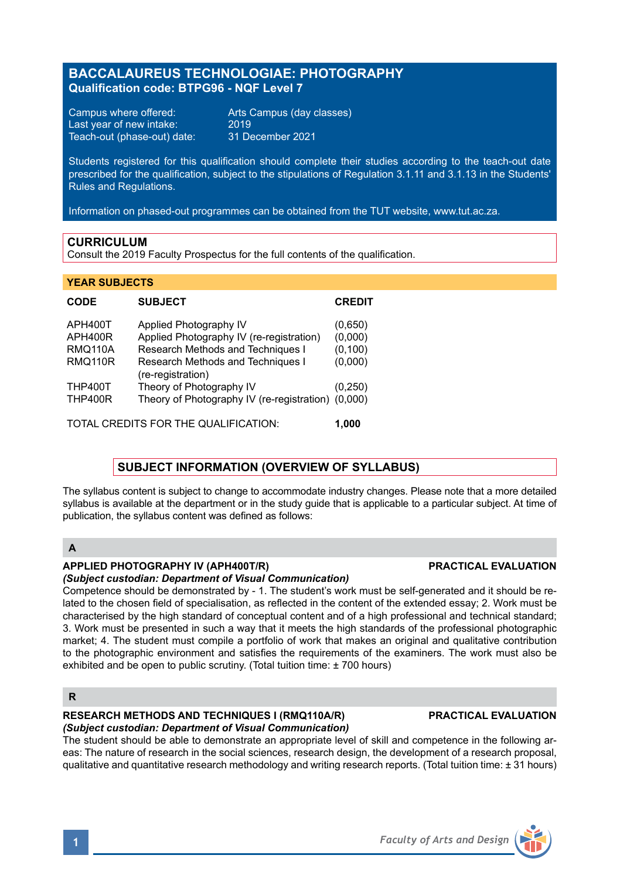# BACCALAUREUS TECHNOLOGIAE: PHOTOGRAPHY

**Qualification code: BTPG96 - NQF Level 7**

Campus where offered: Arts Campus (day classes)
Last year of new intake: 2019
Teach-out (phase-out) date: 31 December 2021

Students registered for this qualification should complete their studies according to the teach-out date prescribed for the qualification, subject to the stipulations of Regulation 3.1.11 and 3.1.13 in the Students' Rules and Regulations.

Information on phased-out programmes can be obtained from the TUT website, www.tut.ac.za.

## CURRICULUM

Consult the 2019 Faculty Prospectus for the full contents of the qualification.

### YEAR SUBJECTS

| CODE | SUBJECT | CREDIT |
|---|---|---|
| APH400T | Applied Photography IV | (0,650) |
| APH400R | Applied Photography IV (re-registration) | (0,000) |
| RMQ110A | Research Methods and Techniques I | (0,100) |
| RMQ110R | Research Methods and Techniques I (re-registration) | (0,000) |
| THP400T | Theory of Photography IV | (0,250) |
| THP400R | Theory of Photography IV (re-registration) | (0,000) |

TOTAL CREDITS FOR THE QUALIFICATION: **1,000**

## SUBJECT INFORMATION (OVERVIEW OF SYLLABUS)

The syllabus content is subject to change to accommodate industry changes. Please note that a more detailed syllabus is available at the department or in the study guide that is applicable to a particular subject. At time of publication, the syllabus content was defined as follows:

### A

**APPLIED PHOTOGRAPHY IV (APH400T/R)** **PRACTICAL EVALUATION**
***(Subject custodian: Department of Visual Communication)***
Competence should be demonstrated by - 1. The student's work must be self-generated and it should be related to the chosen field of specialisation, as reflected in the content of the extended essay; 2. Work must be characterised by the high standard of conceptual content and of a high professional and technical standard; 3. Work must be presented in such a way that it meets the high standards of the professional photographic market; 4. The student must compile a portfolio of work that makes an original and qualitative contribution to the photographic environment and satisfies the requirements of the examiners. The work must also be exhibited and be open to public scrutiny. (Total tuition time: ± 700 hours)

### R

**RESEARCH METHODS AND TECHNIQUES I (RMQ110A/R)** **PRACTICAL EVALUATION**
***(Subject custodian: Department of Visual Communication)***
The student should be able to demonstrate an appropriate level of skill and competence in the following areas: The nature of research in the social sciences, research design, the development of a research proposal, qualitative and quantitative research methodology and writing research reports. (Total tuition time: ± 31 hours)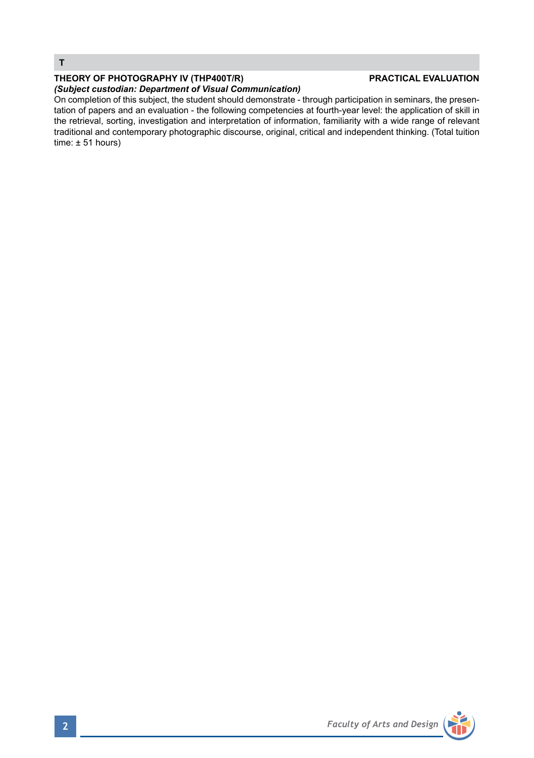## T

**THEORY OF PHOTOGRAPHY IV (THP400T/R)** **PRACTICAL EVALUATION**

***(Subject custodian: Department of Visual Communication)***

On completion of this subject, the student should demonstrate - through participation in seminars, the presentation of papers and an evaluation - the following competencies at fourth-year level: the application of skill in the retrieval, sorting, investigation and interpretation of information, familiarity with a wide range of relevant traditional and contemporary photographic discourse, original, critical and independent thinking. (Total tuition time: ± 51 hours)